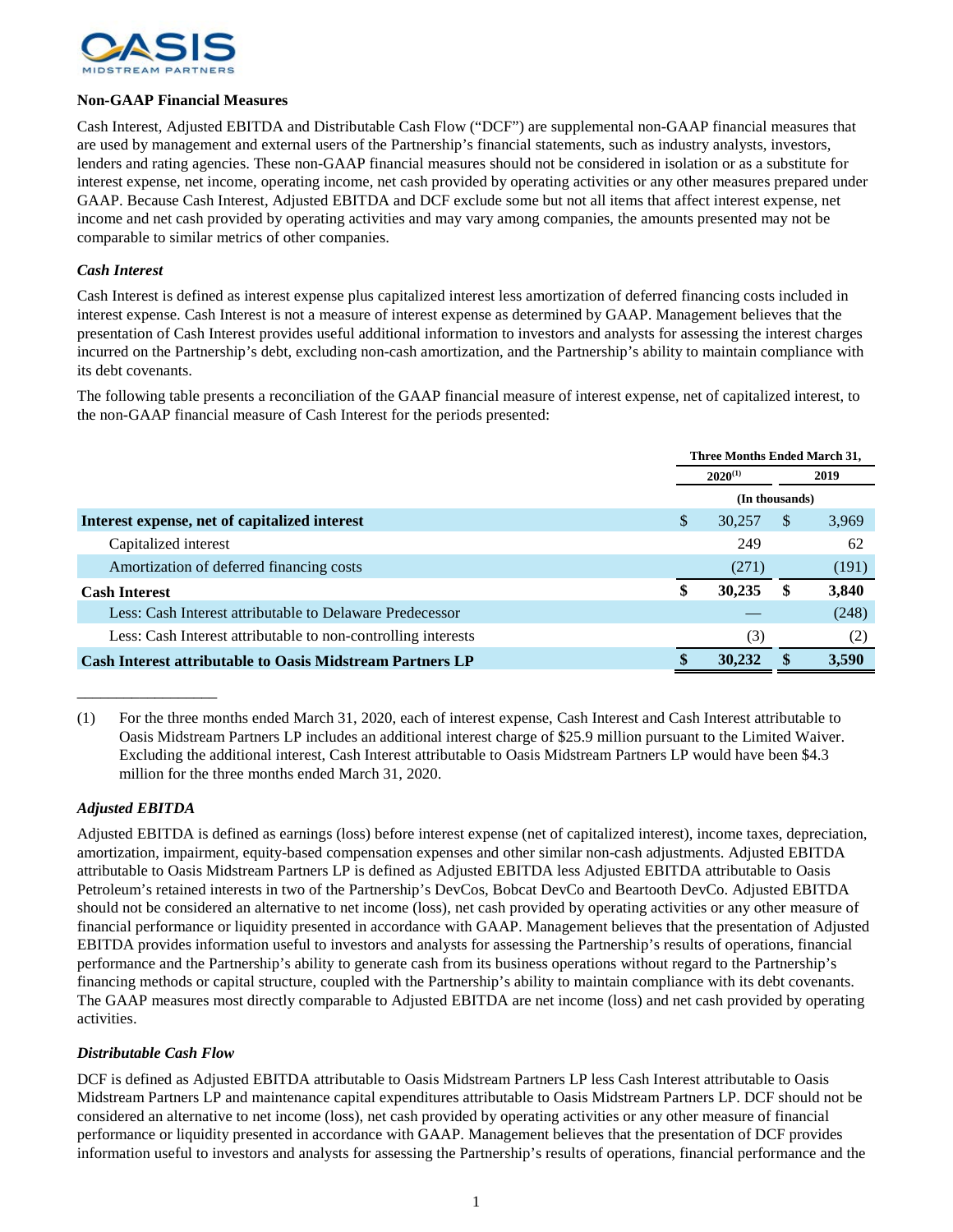### Non-GAAP Financial Measures

Cash Interest, Adjusted EBITDA and Distributable Cash Flow ("DCF") are supplemental non-GAAP financial measures that are used by management and external users of the Partnership's financial statements, such as industry analysts, investors, lenders and rating agencies. These non-GAAP financial measures should not be considered in isolation or as a substitute for interest expense, net income, operating income, net cash provided by operating activities or any other measures prepared under GAAP. Because Cash Interest, Adjusted EBITDA and DCF exclude some but not all items that affect interest expense, net income and net cash provided by operating activities and may vary among companies, the amounts presented may not be comparable to similar metrics of other companies.

#### *Cash Interest*

Cash Interest is defined as interest expense plus capitalized interest less amortization of deferred financing costs included in interest expense. Cash Interest is not a measure of interest expense as determined by GAAP. Management believes that the presentation of Cash Interest provides useful additional information to investors and analysts for assessing the interest charges incurred on the Partnership's debt, excluding non-cash amortization, and the Partnership's ability to maintain compliance with its debt covenants.

The following table presents a reconciliation of the GAAP financial measure of interest expense, net of capitalized interest, to the non-GAAP financial measure of Cash Interest for the periods presented:

| | Three Months Ended March 31, | |
|---|---|---|
| | 2020[(1)] | 2019 |
| | (In thousands) | |
| **Interest expense, net of capitalized interest** | $ 30,257 | $ 3,969 |
| Capitalized interest | 249 | 62 |
| Amortization of deferred financing costs | (271) | (191) |
| **Cash Interest** | **$ 30,235** | **$ 3,840** |
| Less: Cash Interest attributable to Delaware Predecessor | — | (248) |
| Less: Cash Interest attributable to non-controlling interests | (3) | (2) |
| **Cash Interest attributable to Oasis Midstream Partners LP** | **$ 30,232** | **$ 3,590** |

__________________

(1) For the three months ended March 31, 2020, each of interest expense, Cash Interest and Cash Interest attributable to Oasis Midstream Partners LP includes an additional interest charge of $25.9 million pursuant to the Limited Waiver. Excluding the additional interest, Cash Interest attributable to Oasis Midstream Partners LP would have been $4.3 million for the three months ended March 31, 2020.

#### *Adjusted EBITDA*

Adjusted EBITDA is defined as earnings (loss) before interest expense (net of capitalized interest), income taxes, depreciation, amortization, impairment, equity-based compensation expenses and other similar non-cash adjustments. Adjusted EBITDA attributable to Oasis Midstream Partners LP is defined as Adjusted EBITDA less Adjusted EBITDA attributable to Oasis Petroleum's retained interests in two of the Partnership's DevCos, Bobcat DevCo and Beartooth DevCo. Adjusted EBITDA should not be considered an alternative to net income (loss), net cash provided by operating activities or any other measure of financial performance or liquidity presented in accordance with GAAP. Management believes that the presentation of Adjusted EBITDA provides information useful to investors and analysts for assessing the Partnership's results of operations, financial performance and the Partnership's ability to generate cash from its business operations without regard to the Partnership's financing methods or capital structure, coupled with the Partnership's ability to maintain compliance with its debt covenants. The GAAP measures most directly comparable to Adjusted EBITDA are net income (loss) and net cash provided by operating activities.

#### *Distributable Cash Flow*

DCF is defined as Adjusted EBITDA attributable to Oasis Midstream Partners LP less Cash Interest attributable to Oasis Midstream Partners LP and maintenance capital expenditures attributable to Oasis Midstream Partners LP. DCF should not be considered an alternative to net income (loss), net cash provided by operating activities or any other measure of financial performance or liquidity presented in accordance with GAAP. Management believes that the presentation of DCF provides information useful to investors and analysts for assessing the Partnership's results of operations, financial performance and the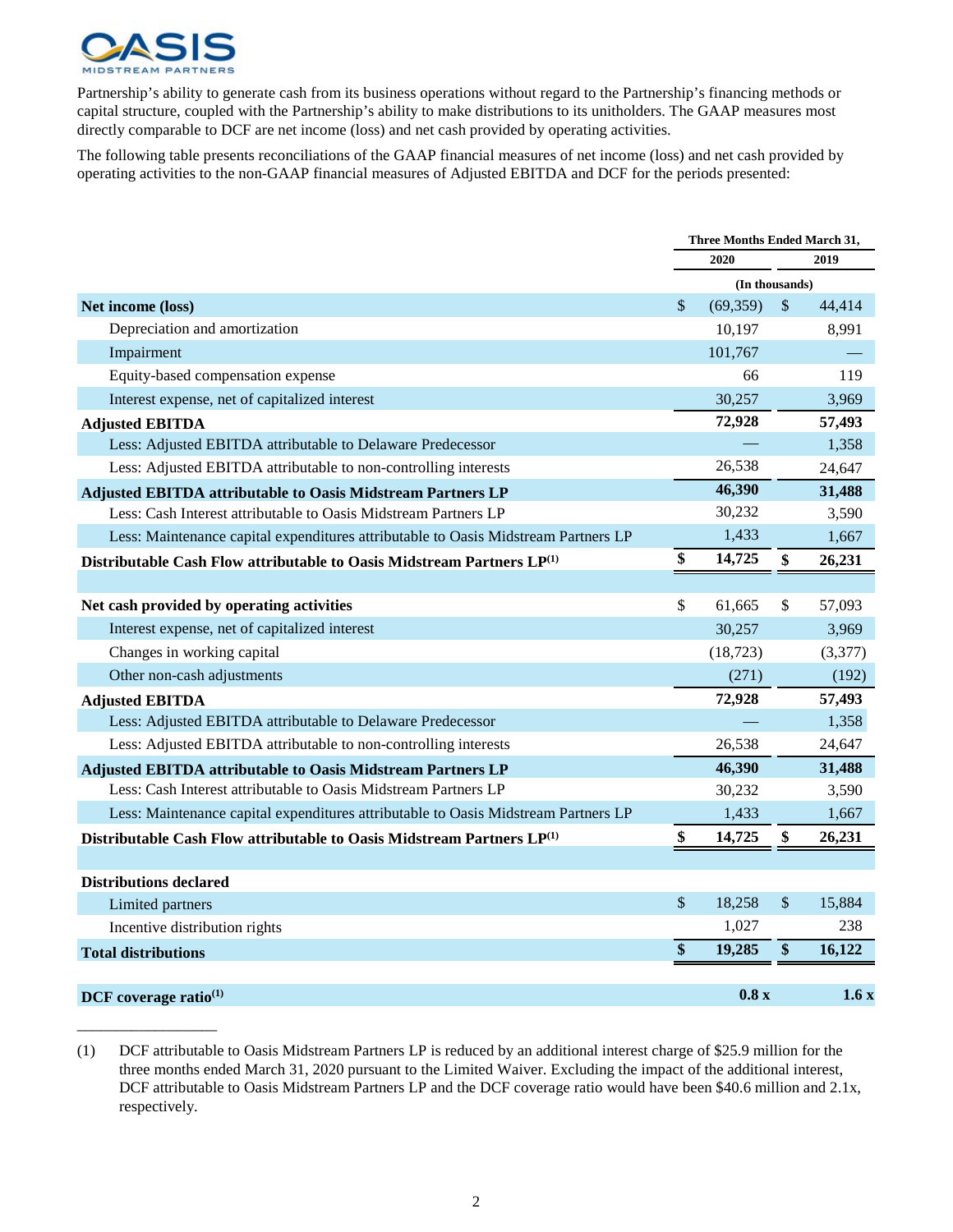Partnership's ability to generate cash from its business operations without regard to the Partnership's financing methods or capital structure, coupled with the Partnership's ability to make distributions to its unitholders. The GAAP measures most directly comparable to DCF are net income (loss) and net cash provided by operating activities.

The following table presents reconciliations of the GAAP financial measures of net income (loss) and net cash provided by operating activities to the non-GAAP financial measures of Adjusted EBITDA and DCF for the periods presented:

| | Three Months Ended March 31, | |
|---|---|---|
| | 2020 | 2019 |
| | (In thousands) | |
| **Net income (loss)** | $ (69,359) | $ 44,414 |
| Depreciation and amortization | 10,197 | 8,991 |
| Impairment | 101,767 | — |
| Equity-based compensation expense | 66 | 119 |
| Interest expense, net of capitalized interest | 30,257 | 3,969 |
| **Adjusted EBITDA** | **72,928** | **57,493** |
| Less: Adjusted EBITDA attributable to Delaware Predecessor | — | 1,358 |
| Less: Adjusted EBITDA attributable to non-controlling interests | 26,538 | 24,647 |
| **Adjusted EBITDA attributable to Oasis Midstream Partners LP** | **46,390** | **31,488** |
| Less: Cash Interest attributable to Oasis Midstream Partners LP | 30,232 | 3,590 |
| Less: Maintenance capital expenditures attributable to Oasis Midstream Partners LP | 1,433 | 1,667 |
| **Distributable Cash Flow attributable to Oasis Midstream Partners LP(1)** | **$ 14,725** | **$ 26,231** |
| | | |
| **Net cash provided by operating activities** | $ 61,665 | $ 57,093 |
| Interest expense, net of capitalized interest | 30,257 | 3,969 |
| Changes in working capital | (18,723) | (3,377) |
| Other non-cash adjustments | (271) | (192) |
| **Adjusted EBITDA** | **72,928** | **57,493** |
| Less: Adjusted EBITDA attributable to Delaware Predecessor | — | 1,358 |
| Less: Adjusted EBITDA attributable to non-controlling interests | 26,538 | 24,647 |
| **Adjusted EBITDA attributable to Oasis Midstream Partners LP** | **46,390** | **31,488** |
| Less: Cash Interest attributable to Oasis Midstream Partners LP | 30,232 | 3,590 |
| Less: Maintenance capital expenditures attributable to Oasis Midstream Partners LP | 1,433 | 1,667 |
| **Distributable Cash Flow attributable to Oasis Midstream Partners LP(1)** | **$ 14,725** | **$ 26,231** |
| | | |
| **Distributions declared** | | |
| Limited partners | $ 18,258 | $ 15,884 |
| Incentive distribution rights | 1,027 | 238 |
| **Total distributions** | **$ 19,285** | **$ 16,122** |
| | | |
| **DCF coverage ratio(1)** | **0.8 x** | **1.6 x** |

(1) DCF attributable to Oasis Midstream Partners LP is reduced by an additional interest charge of $25.9 million for the three months ended March 31, 2020 pursuant to the Limited Waiver. Excluding the impact of the additional interest, DCF attributable to Oasis Midstream Partners LP and the DCF coverage ratio would have been $40.6 million and 2.1x, respectively.